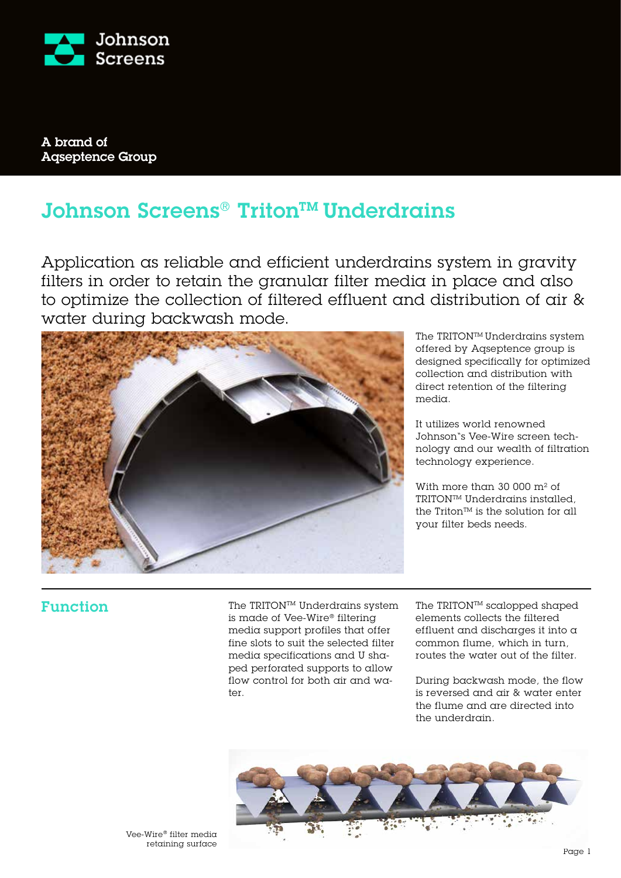Johnson Screens

A brand of
Aqseptence Group

# Johnson Screens® Triton™ Underdrains

Application as reliable and efficient underdrains system in gravity filters in order to retain the granular filter media in place and also to optimize the collection of filtered effluent and distribution of air & water during backwash mode.

The TRITON™ Underdrains system offered by Aqseptence group is designed specifically for optimized collection and distribution with direct retention of the filtering media.

It utilizes world renowned Johnson"s Vee-Wire screen technology and our wealth of filtration technology experience.

With more than 30 000 m² of TRITON™ Underdrains installed, the Triton™ is the solution for all your filter beds needs.

## Function

The TRITON™ Underdrains system is made of Vee-Wire® filtering media support profiles that offer fine slots to suit the selected filter media specifications and U shaped perforated supports to allow flow control for both air and water.

The TRITON™ scalopped shaped elements collects the filtered effluent and discharges it into a common flume, which in turn, routes the water out of the filter.

During backwash mode, the flow is reversed and air & water enter the flume and are directed into the underdrain.

Vee-Wire® filter media retaining surface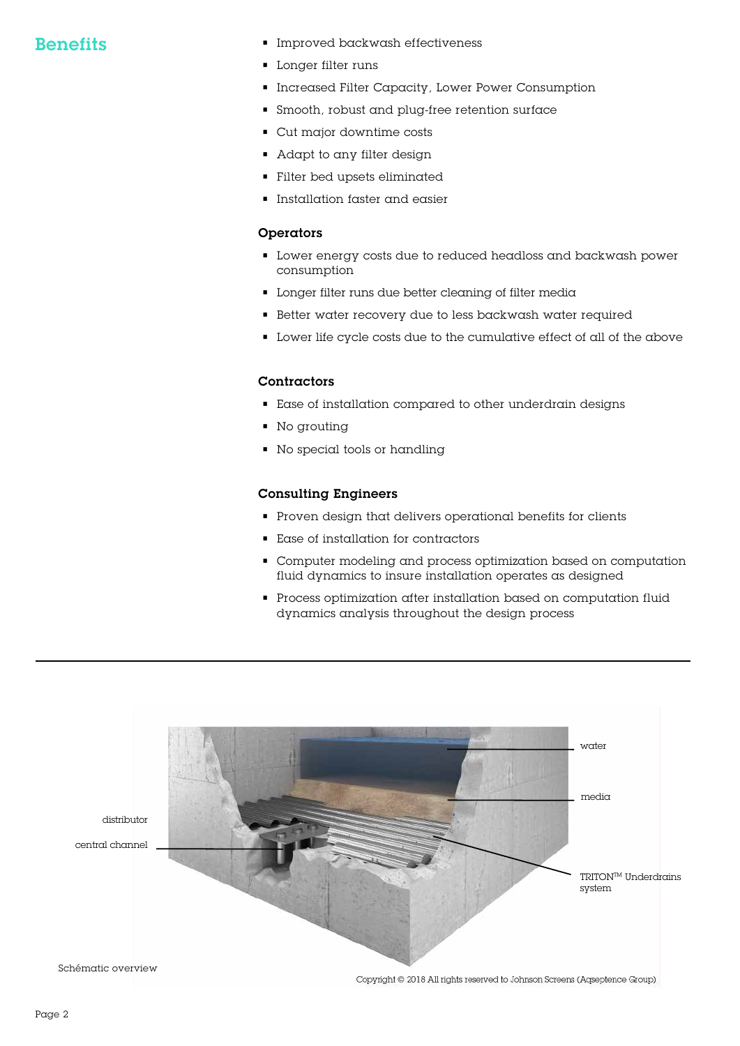## Benefits

- Improved backwash effectiveness
- Longer filter runs
- Increased Filter Capacity, Lower Power Consumption
- Smooth, robust and plug-free retention surface
- Cut major downtime costs
- Adapt to any filter design
- Filter bed upsets eliminated
- Installation faster and easier

### Operators

- Lower energy costs due to reduced headloss and backwash power consumption
- Longer filter runs due better cleaning of filter media
- Better water recovery due to less backwash water required
- Lower life cycle costs due to the cumulative effect of all of the above

### Contractors

- Ease of installation compared to other underdrain designs
- No grouting
- No special tools or handling

### Consulting Engineers

- Proven design that delivers operational benefits for clients
- Ease of installation for contractors
- Computer modeling and process optimization based on computation fluid dynamics to insure installation operates as designed
- Process optimization after installation based on computation fluid dynamics analysis throughout the design process

---

water

media

distributor

central channel

TRITON™ Underdrains system

Schématic overview

Copyright © 2018 All rights reserved to Johnson Screens (Aqseptence Group)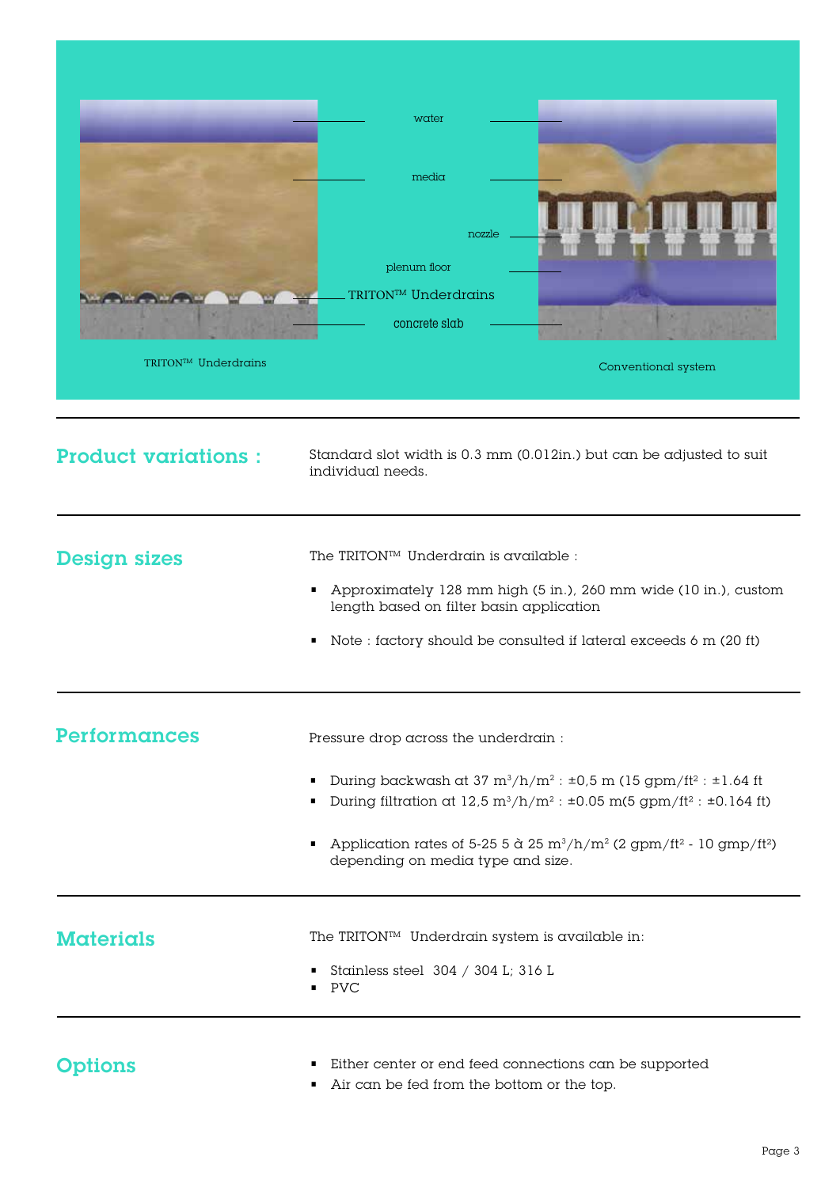water

media

nozzle

plenum floor

TRITON™ Underdrains

concrete slab

TRITON™ Underdrains

Conventional system

## Product variations :

Standard slot width is 0.3 mm (0.012in.) but can be adjusted to suit individual needs.

## Design sizes

The TRITON™ Underdrain is available :

- Approximately 128 mm high (5 in.), 260 mm wide (10 in.), custom length based on filter basin application
- Note : factory should be consulted if lateral exceeds 6 m (20 ft)

## Performances

Pressure drop across the underdrain :

- During backwash at 37 $m^3/h/m^2$ : ±0,5 m (15 $gpm/ft^2$ : ±1.64 ft
- During filtration at 12,5 $m^3/h/m^2$ : ±0.05 m(5 $gpm/ft^2$ : ±0.164 ft)
- Application rates of 5-25 5 à 25 $m^3/h/m^2$ (2 $gpm/ft^2$ - 10 $gmp/ft^2$) depending on media type and size.

## Materials

The TRITON™ Underdrain system is available in:

- Stainless steel 304 / 304 L; 316 L
- PVC

## Options

- Either center or end feed connections can be supported
- Air can be fed from the bottom or the top.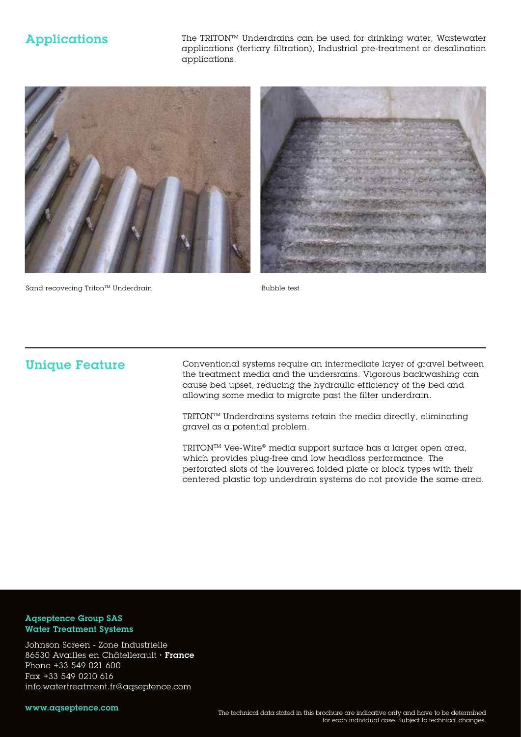## Applications

The TRITON™ Underdrains can be used for drinking water, Wastewater applications (tertiary filtration), Industrial pre-treatment or desalination applications.

Sand recovering Triton™ Underdrain

Bubble test

## Unique Feature

Conventional systems require an intermediate layer of gravel between the treatment media and the undersrains. Vigorous backwashing can cause bed upset, reducing the hydraulic efficiency of the bed and allowing some media to migrate past the filter underdrain.

TRITON™ Underdrains systems retain the media directly, eliminating gravel as a potential problem.

TRITON™ Vee-Wire® media support surface has a larger open area, which provides plug-free and low headloss performance. The perforated slots of the louvered folded plate or block types with their centered plastic top underdrain systems do not provide the same area.

**Aqseptence Group SAS**
**Water Treatment Systems**

Johnson Screen - Zone Industrielle
86530 Availles en Châtellerault · **France**
Phone +33 549 021 600
Fax +33 549 0210 616
info.watertreatment.fr@aqseptence.com

www.aqseptence.com

The technical data stated in this brochure are indicative only and have to be determined for each individual case. Subject to technical changes.